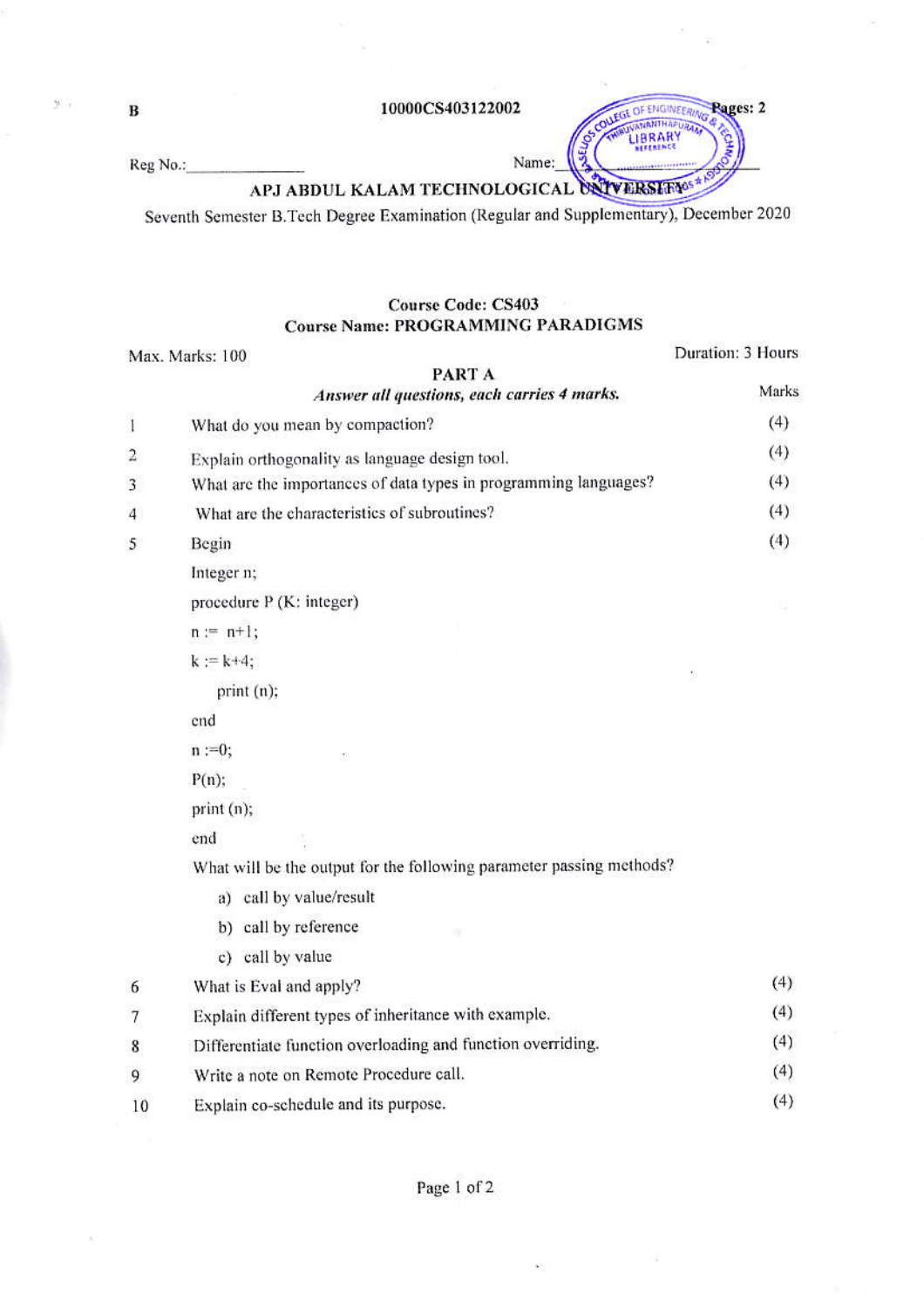B

10000CS403122002

Pages: 2

Reg No.:_______________ Name:_______________

# APJ ABDUL KALAM TECHNOLOGICAL UNIVERSITY

Seventh Semester B.Tech Degree Examination (Regular and Supplementary), December 2020

## Course Code: CS403
## Course Name: PROGRAMMING PARADIGMS

Max. Marks: 100 Duration: 3 Hours

### PART A

*Answer all questions, each carries 4 marks.*

| | | Marks |
|---|---|---|
| 1 | What do you mean by compaction? | (4) |
| 2 | Explain orthogonality as language design tool. | (4) |
| 3 | What are the importances of data types in programming languages? | (4) |
| 4 | What are the characteristics of subroutines? | (4) |
| 5 | See code and sub-questions below. | (4) |
| 6 | What is Eval and apply? | (4) |
| 7 | Explain different types of inheritance with example. | (4) |
| 8 | Differentiate function overloading and function overriding. | (4) |
| 9 | Write a note on Remote Procedure call. | (4) |
| 10 | Explain co-schedule and its purpose. | (4) |

Question 5 (4 marks):

```
Begin
Integer n;
procedure P (K: integer)
n := n+1;
k := k+4;
    print (n);
end
n :=0;
P(n);
print (n);
end
```

What will be the output for the following parameter passing methods?

a) call by value/result
b) call by reference
c) call by value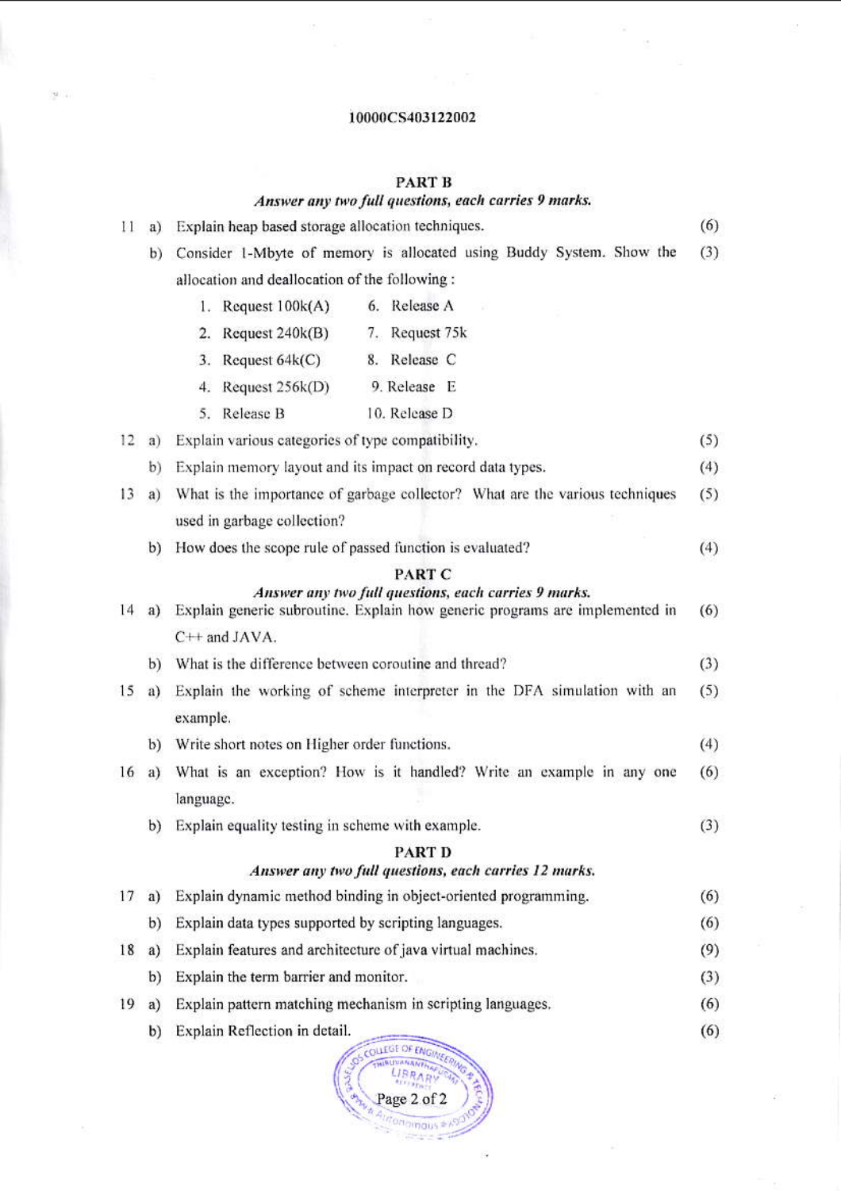10000CS403122002

## PART B

*Answer any two full questions, each carries 9 marks.*

| | | | |
|---|---|---|---|
| 11 | a) | Explain heap based storage allocation techniques. | (6) |
| | b) | Consider 1-Mbyte of memory is allocated using Buddy System. Show the allocation and deallocation of the following :<br>1. Request 100k(A)<br>2. Request 240k(B)<br>3. Request 64k(C)<br>4. Request 256k(D)<br>5. Release B<br>6. Release A<br>7. Request 75k<br>8. Release C<br>9. Release E<br>10. Release D | (3) |
| 12 | a) | Explain various categories of type compatibility. | (5) |
| | b) | Explain memory layout and its impact on record data types. | (4) |
| 13 | a) | What is the importance of garbage collector? What are the various techniques used in garbage collection? | (5) |
| | b) | How does the scope rule of passed function is evaluated? | (4) |

## PART C

*Answer any two full questions, each carries 9 marks.*

| | | | |
|---|---|---|---|
| 14 | a) | Explain generic subroutine. Explain how generic programs are implemented in C++ and JAVA. | (6) |
| | b) | What is the difference between coroutine and thread? | (3) |
| 15 | a) | Explain the working of scheme interpreter in the DFA simulation with an example. | (5) |
| | b) | Write short notes on Higher order functions. | (4) |
| 16 | a) | What is an exception? How is it handled? Write an example in any one language. | (6) |
| | b) | Explain equality testing in scheme with example. | (3) |

## PART D

*Answer any two full questions, each carries 12 marks.*

| | | | |
|---|---|---|---|
| 17 | a) | Explain dynamic method binding in object-oriented programming. | (6) |
| | b) | Explain data types supported by scripting languages. | (6) |
| 18 | a) | Explain features and architecture of java virtual machines. | (9) |
| | b) | Explain the term barrier and monitor. | (3) |
| 19 | a) | Explain pattern matching mechanism in scripting languages. | (6) |
| | b) | Explain Reflection in detail. | (6) |